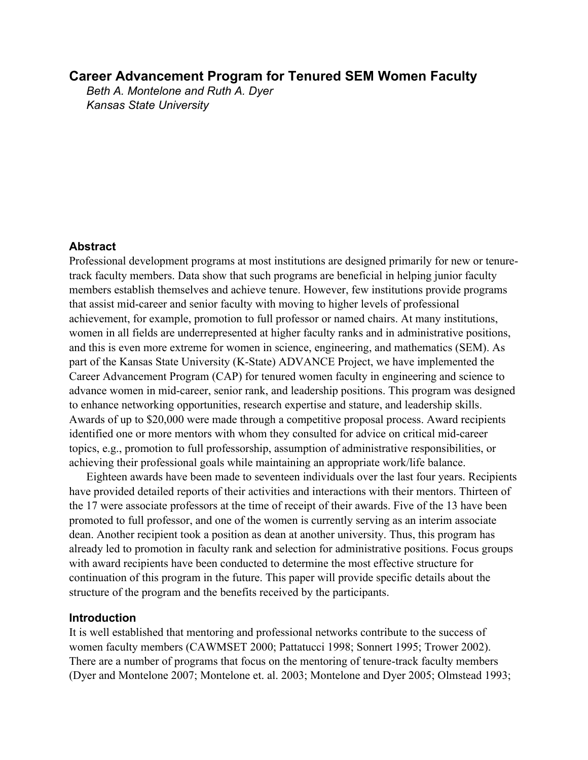# Career Advancement Program for Tenured SEM Women Faculty

*Beth A. Montelone and Ruth A. Dyer*
*Kansas State University*

## Abstract

Professional development programs at most institutions are designed primarily for new or tenure-track faculty members. Data show that such programs are beneficial in helping junior faculty members establish themselves and achieve tenure. However, few institutions provide programs that assist mid-career and senior faculty with moving to higher levels of professional achievement, for example, promotion to full professor or named chairs. At many institutions, women in all fields are underrepresented at higher faculty ranks and in administrative positions, and this is even more extreme for women in science, engineering, and mathematics (SEM). As part of the Kansas State University (K-State) ADVANCE Project, we have implemented the Career Advancement Program (CAP) for tenured women faculty in engineering and science to advance women in mid-career, senior rank, and leadership positions. This program was designed to enhance networking opportunities, research expertise and stature, and leadership skills. Awards of up to $20,000 were made through a competitive proposal process. Award recipients identified one or more mentors with whom they consulted for advice on critical mid-career topics, e.g., promotion to full professorship, assumption of administrative responsibilities, or achieving their professional goals while maintaining an appropriate work/life balance.

Eighteen awards have been made to seventeen individuals over the last four years. Recipients have provided detailed reports of their activities and interactions with their mentors. Thirteen of the 17 were associate professors at the time of receipt of their awards. Five of the 13 have been promoted to full professor, and one of the women is currently serving as an interim associate dean. Another recipient took a position as dean at another university. Thus, this program has already led to promotion in faculty rank and selection for administrative positions. Focus groups with award recipients have been conducted to determine the most effective structure for continuation of this program in the future. This paper will provide specific details about the structure of the program and the benefits received by the participants.

## Introduction

It is well established that mentoring and professional networks contribute to the success of women faculty members (CAWMSET 2000; Pattatucci 1998; Sonnert 1995; Trower 2002). There are a number of programs that focus on the mentoring of tenure-track faculty members (Dyer and Montelone 2007; Montelone et. al. 2003; Montelone and Dyer 2005; Olmstead 1993;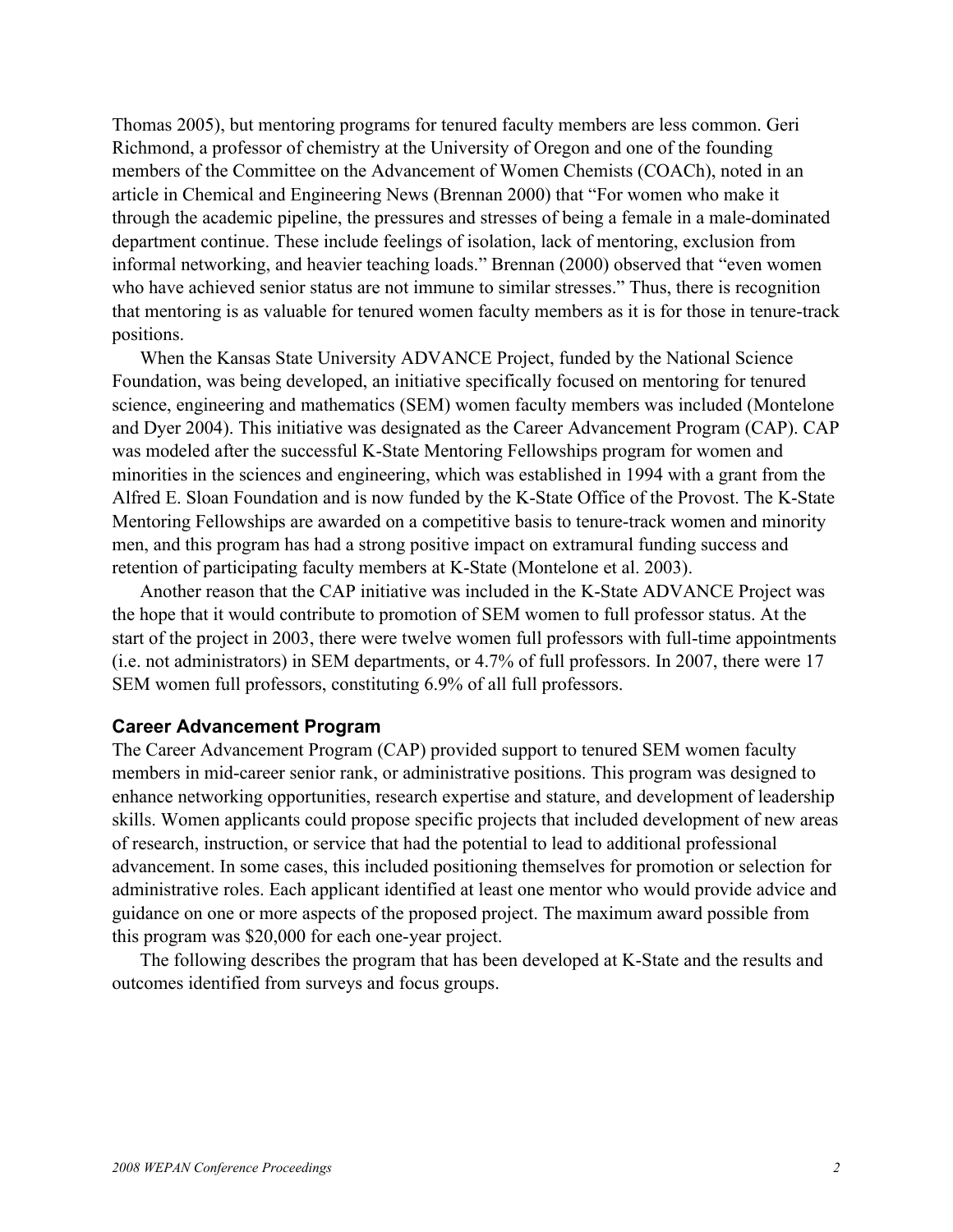Thomas 2005), but mentoring programs for tenured faculty members are less common. Geri Richmond, a professor of chemistry at the University of Oregon and one of the founding members of the Committee on the Advancement of Women Chemists (COACh), noted in an article in Chemical and Engineering News (Brennan 2000) that "For women who make it through the academic pipeline, the pressures and stresses of being a female in a male-dominated department continue. These include feelings of isolation, lack of mentoring, exclusion from informal networking, and heavier teaching loads." Brennan (2000) observed that "even women who have achieved senior status are not immune to similar stresses." Thus, there is recognition that mentoring is as valuable for tenured women faculty members as it is for those in tenure-track positions.

When the Kansas State University ADVANCE Project, funded by the National Science Foundation, was being developed, an initiative specifically focused on mentoring for tenured science, engineering and mathematics (SEM) women faculty members was included (Montelone and Dyer 2004). This initiative was designated as the Career Advancement Program (CAP). CAP was modeled after the successful K-State Mentoring Fellowships program for women and minorities in the sciences and engineering, which was established in 1994 with a grant from the Alfred E. Sloan Foundation and is now funded by the K-State Office of the Provost. The K-State Mentoring Fellowships are awarded on a competitive basis to tenure-track women and minority men, and this program has had a strong positive impact on extramural funding success and retention of participating faculty members at K-State (Montelone et al. 2003).

Another reason that the CAP initiative was included in the K-State ADVANCE Project was the hope that it would contribute to promotion of SEM women to full professor status. At the start of the project in 2003, there were twelve women full professors with full-time appointments (i.e. not administrators) in SEM departments, or 4.7% of full professors. In 2007, there were 17 SEM women full professors, constituting 6.9% of all full professors.

### Career Advancement Program

The Career Advancement Program (CAP) provided support to tenured SEM women faculty members in mid-career senior rank, or administrative positions. This program was designed to enhance networking opportunities, research expertise and stature, and development of leadership skills. Women applicants could propose specific projects that included development of new areas of research, instruction, or service that had the potential to lead to additional professional advancement. In some cases, this included positioning themselves for promotion or selection for administrative roles. Each applicant identified at least one mentor who would provide advice and guidance on one or more aspects of the proposed project. The maximum award possible from this program was $20,000 for each one-year project.

The following describes the program that has been developed at K-State and the results and outcomes identified from surveys and focus groups.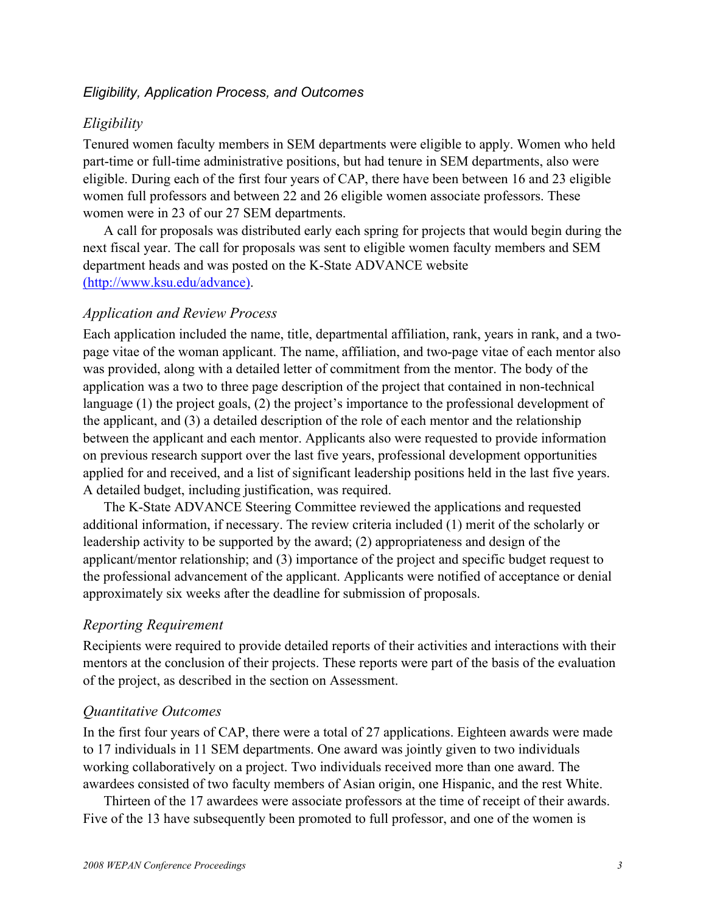### *Eligibility, Application Process, and Outcomes*

#### *Eligibility*

Tenured women faculty members in SEM departments were eligible to apply. Women who held part-time or full-time administrative positions, but had tenure in SEM departments, also were eligible. During each of the first four years of CAP, there have been between 16 and 23 eligible women full professors and between 22 and 26 eligible women associate professors. These women were in 23 of our 27 SEM departments.

A call for proposals was distributed early each spring for projects that would begin during the next fiscal year. The call for proposals was sent to eligible women faculty members and SEM department heads and was posted on the K-State ADVANCE website (http://www.ksu.edu/advance).

#### *Application and Review Process*

Each application included the name, title, departmental affiliation, rank, years in rank, and a two-page vitae of the woman applicant. The name, affiliation, and two-page vitae of each mentor also was provided, along with a detailed letter of commitment from the mentor. The body of the application was a two to three page description of the project that contained in non-technical language (1) the project goals, (2) the project's importance to the professional development of the applicant, and (3) a detailed description of the role of each mentor and the relationship between the applicant and each mentor. Applicants also were requested to provide information on previous research support over the last five years, professional development opportunities applied for and received, and a list of significant leadership positions held in the last five years. A detailed budget, including justification, was required.

The K-State ADVANCE Steering Committee reviewed the applications and requested additional information, if necessary. The review criteria included (1) merit of the scholarly or leadership activity to be supported by the award; (2) appropriateness and design of the applicant/mentor relationship; and (3) importance of the project and specific budget request to the professional advancement of the applicant. Applicants were notified of acceptance or denial approximately six weeks after the deadline for submission of proposals.

#### *Reporting Requirement*

Recipients were required to provide detailed reports of their activities and interactions with their mentors at the conclusion of their projects. These reports were part of the basis of the evaluation of the project, as described in the section on Assessment.

#### *Quantitative Outcomes*

In the first four years of CAP, there were a total of 27 applications. Eighteen awards were made to 17 individuals in 11 SEM departments. One award was jointly given to two individuals working collaboratively on a project. Two individuals received more than one award. The awardees consisted of two faculty members of Asian origin, one Hispanic, and the rest White.

Thirteen of the 17 awardees were associate professors at the time of receipt of their awards. Five of the 13 have subsequently been promoted to full professor, and one of the women is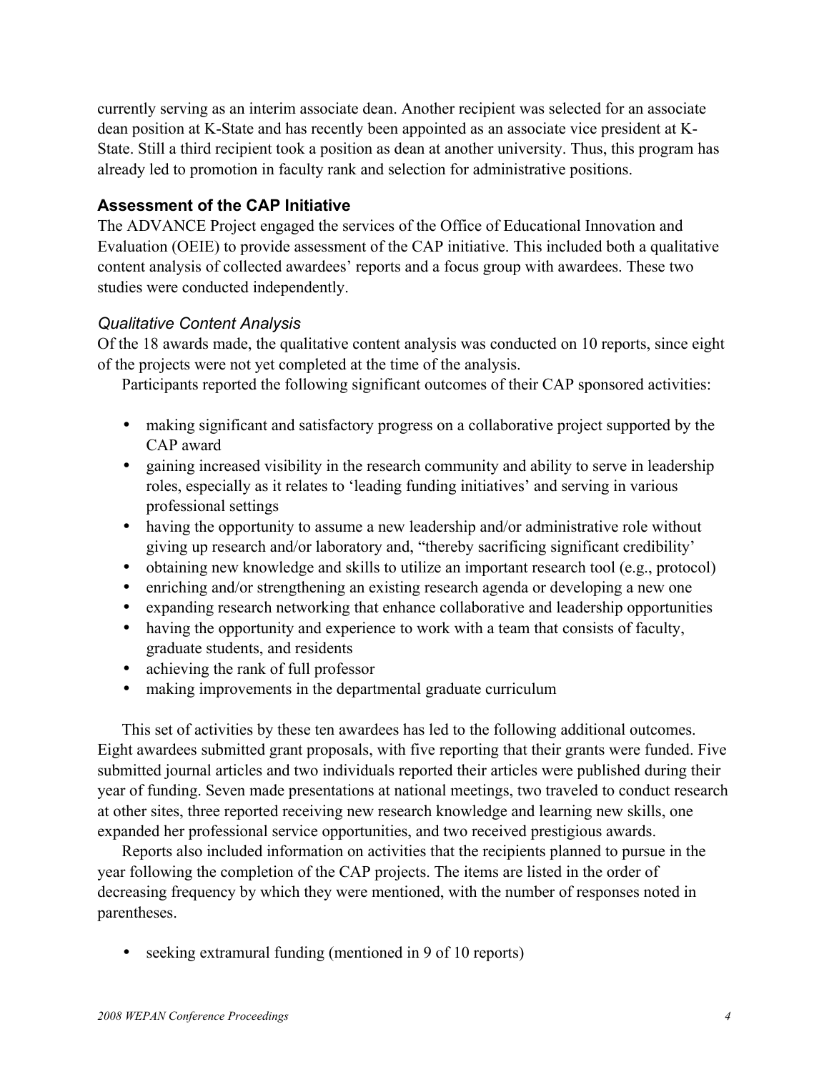currently serving as an interim associate dean. Another recipient was selected for an associate dean position at K-State and has recently been appointed as an associate vice president at K-State. Still a third recipient took a position as dean at another university. Thus, this program has already led to promotion in faculty rank and selection for administrative positions.

## Assessment of the CAP Initiative

The ADVANCE Project engaged the services of the Office of Educational Innovation and Evaluation (OEIE) to provide assessment of the CAP initiative. This included both a qualitative content analysis of collected awardees' reports and a focus group with awardees. These two studies were conducted independently.

### *Qualitative Content Analysis*

Of the 18 awards made, the qualitative content analysis was conducted on 10 reports, since eight of the projects were not yet completed at the time of the analysis.

Participants reported the following significant outcomes of their CAP sponsored activities:

- making significant and satisfactory progress on a collaborative project supported by the CAP award
- gaining increased visibility in the research community and ability to serve in leadership roles, especially as it relates to 'leading funding initiatives' and serving in various professional settings
- having the opportunity to assume a new leadership and/or administrative role without giving up research and/or laboratory and, "thereby sacrificing significant credibility'
- obtaining new knowledge and skills to utilize an important research tool (e.g., protocol)
- enriching and/or strengthening an existing research agenda or developing a new one
- expanding research networking that enhance collaborative and leadership opportunities
- having the opportunity and experience to work with a team that consists of faculty, graduate students, and residents
- achieving the rank of full professor
- making improvements in the departmental graduate curriculum

This set of activities by these ten awardees has led to the following additional outcomes. Eight awardees submitted grant proposals, with five reporting that their grants were funded. Five submitted journal articles and two individuals reported their articles were published during their year of funding. Seven made presentations at national meetings, two traveled to conduct research at other sites, three reported receiving new research knowledge and learning new skills, one expanded her professional service opportunities, and two received prestigious awards.

Reports also included information on activities that the recipients planned to pursue in the year following the completion of the CAP projects. The items are listed in the order of decreasing frequency by which they were mentioned, with the number of responses noted in parentheses.

- seeking extramural funding (mentioned in 9 of 10 reports)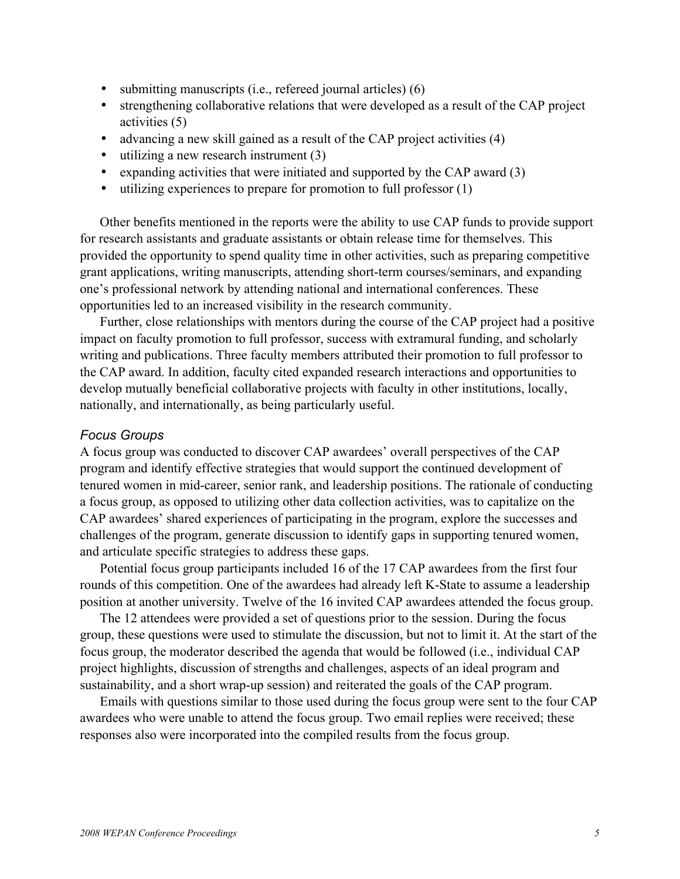- submitting manuscripts (i.e., refereed journal articles) (6)
- strengthening collaborative relations that were developed as a result of the CAP project activities (5)
- advancing a new skill gained as a result of the CAP project activities (4)
- utilizing a new research instrument (3)
- expanding activities that were initiated and supported by the CAP award (3)
- utilizing experiences to prepare for promotion to full professor (1)

Other benefits mentioned in the reports were the ability to use CAP funds to provide support for research assistants and graduate assistants or obtain release time for themselves. This provided the opportunity to spend quality time in other activities, such as preparing competitive grant applications, writing manuscripts, attending short-term courses/seminars, and expanding one's professional network by attending national and international conferences. These opportunities led to an increased visibility in the research community.

Further, close relationships with mentors during the course of the CAP project had a positive impact on faculty promotion to full professor, success with extramural funding, and scholarly writing and publications. Three faculty members attributed their promotion to full professor to the CAP award. In addition, faculty cited expanded research interactions and opportunities to develop mutually beneficial collaborative projects with faculty in other institutions, locally, nationally, and internationally, as being particularly useful.

### *Focus Groups*

A focus group was conducted to discover CAP awardees' overall perspectives of the CAP program and identify effective strategies that would support the continued development of tenured women in mid-career, senior rank, and leadership positions. The rationale of conducting a focus group, as opposed to utilizing other data collection activities, was to capitalize on the CAP awardees' shared experiences of participating in the program, explore the successes and challenges of the program, generate discussion to identify gaps in supporting tenured women, and articulate specific strategies to address these gaps.

Potential focus group participants included 16 of the 17 CAP awardees from the first four rounds of this competition. One of the awardees had already left K-State to assume a leadership position at another university. Twelve of the 16 invited CAP awardees attended the focus group.

The 12 attendees were provided a set of questions prior to the session. During the focus group, these questions were used to stimulate the discussion, but not to limit it. At the start of the focus group, the moderator described the agenda that would be followed (i.e., individual CAP project highlights, discussion of strengths and challenges, aspects of an ideal program and sustainability, and a short wrap-up session) and reiterated the goals of the CAP program.

Emails with questions similar to those used during the focus group were sent to the four CAP awardees who were unable to attend the focus group. Two email replies were received; these responses also were incorporated into the compiled results from the focus group.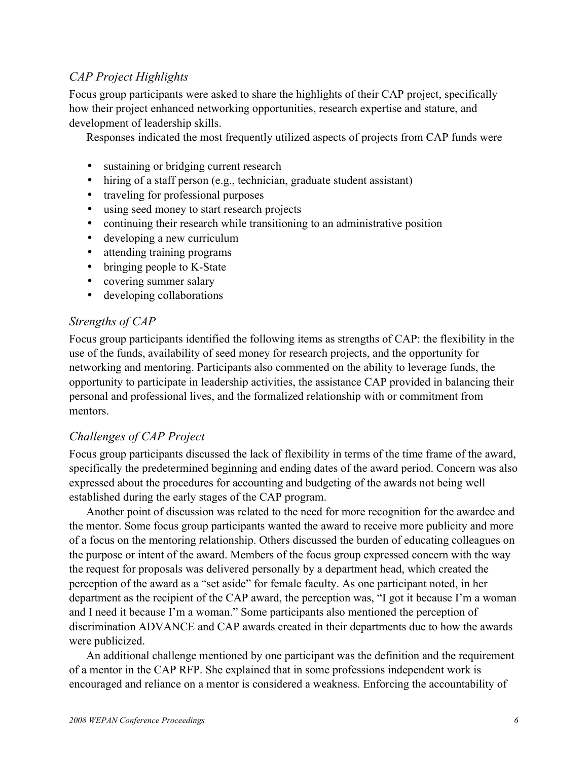### *CAP Project Highlights*

Focus group participants were asked to share the highlights of their CAP project, specifically how their project enhanced networking opportunities, research expertise and stature, and development of leadership skills.

Responses indicated the most frequently utilized aspects of projects from CAP funds were

- sustaining or bridging current research
- hiring of a staff person (e.g., technician, graduate student assistant)
- traveling for professional purposes
- using seed money to start research projects
- continuing their research while transitioning to an administrative position
- developing a new curriculum
- attending training programs
- bringing people to K-State
- covering summer salary
- developing collaborations

### *Strengths of CAP*

Focus group participants identified the following items as strengths of CAP: the flexibility in the use of the funds, availability of seed money for research projects, and the opportunity for networking and mentoring. Participants also commented on the ability to leverage funds, the opportunity to participate in leadership activities, the assistance CAP provided in balancing their personal and professional lives, and the formalized relationship with or commitment from mentors.

### *Challenges of CAP Project*

Focus group participants discussed the lack of flexibility in terms of the time frame of the award, specifically the predetermined beginning and ending dates of the award period. Concern was also expressed about the procedures for accounting and budgeting of the awards not being well established during the early stages of the CAP program.

Another point of discussion was related to the need for more recognition for the awardee and the mentor. Some focus group participants wanted the award to receive more publicity and more of a focus on the mentoring relationship. Others discussed the burden of educating colleagues on the purpose or intent of the award. Members of the focus group expressed concern with the way the request for proposals was delivered personally by a department head, which created the perception of the award as a "set aside" for female faculty. As one participant noted, in her department as the recipient of the CAP award, the perception was, "I got it because I'm a woman and I need it because I'm a woman." Some participants also mentioned the perception of discrimination ADVANCE and CAP awards created in their departments due to how the awards were publicized.

An additional challenge mentioned by one participant was the definition and the requirement of a mentor in the CAP RFP. She explained that in some professions independent work is encouraged and reliance on a mentor is considered a weakness. Enforcing the accountability of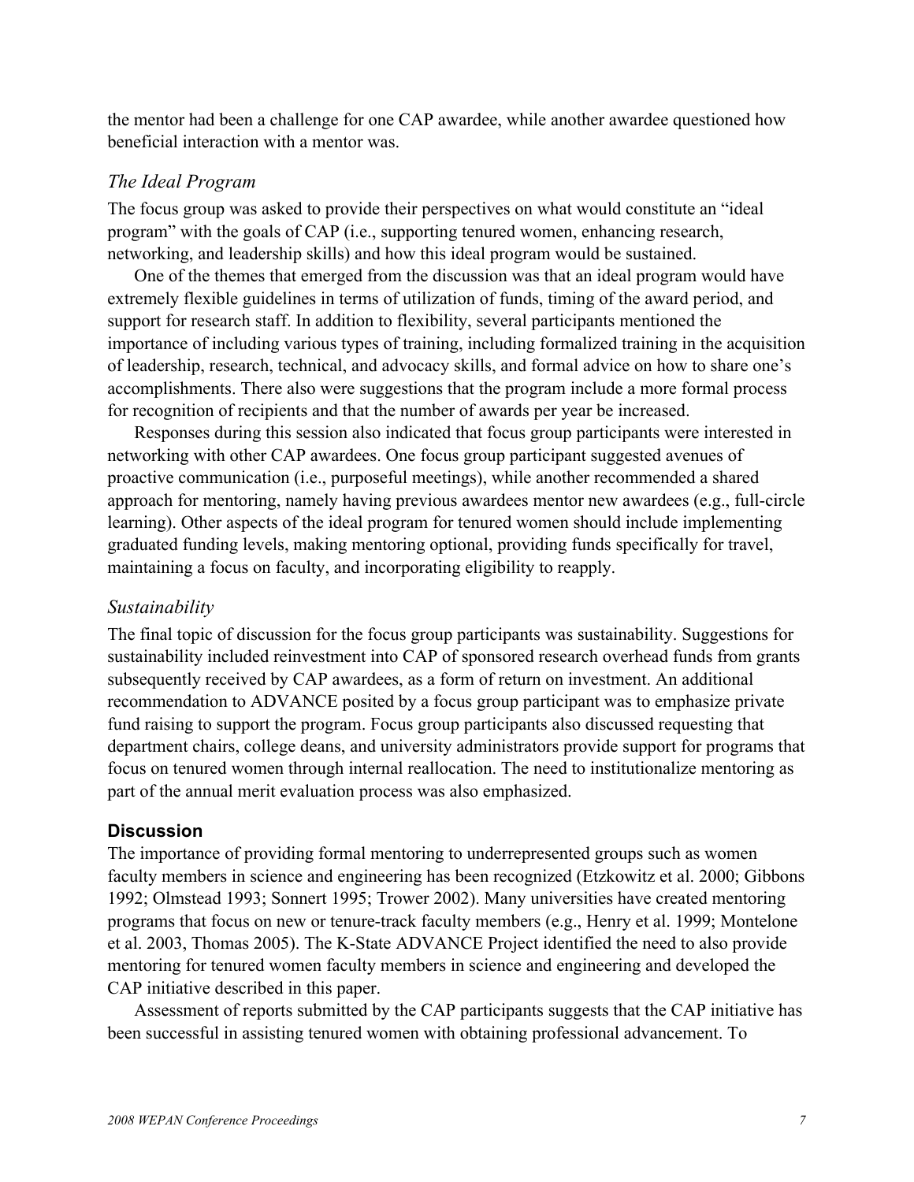the mentor had been a challenge for one CAP awardee, while another awardee questioned how beneficial interaction with a mentor was.

### *The Ideal Program*

The focus group was asked to provide their perspectives on what would constitute an "ideal program" with the goals of CAP (i.e., supporting tenured women, enhancing research, networking, and leadership skills) and how this ideal program would be sustained.

One of the themes that emerged from the discussion was that an ideal program would have extremely flexible guidelines in terms of utilization of funds, timing of the award period, and support for research staff. In addition to flexibility, several participants mentioned the importance of including various types of training, including formalized training in the acquisition of leadership, research, technical, and advocacy skills, and formal advice on how to share one's accomplishments. There also were suggestions that the program include a more formal process for recognition of recipients and that the number of awards per year be increased.

Responses during this session also indicated that focus group participants were interested in networking with other CAP awardees. One focus group participant suggested avenues of proactive communication (i.e., purposeful meetings), while another recommended a shared approach for mentoring, namely having previous awardees mentor new awardees (e.g., full-circle learning). Other aspects of the ideal program for tenured women should include implementing graduated funding levels, making mentoring optional, providing funds specifically for travel, maintaining a focus on faculty, and incorporating eligibility to reapply.

### *Sustainability*

The final topic of discussion for the focus group participants was sustainability. Suggestions for sustainability included reinvestment into CAP of sponsored research overhead funds from grants subsequently received by CAP awardees, as a form of return on investment. An additional recommendation to ADVANCE posited by a focus group participant was to emphasize private fund raising to support the program. Focus group participants also discussed requesting that department chairs, college deans, and university administrators provide support for programs that focus on tenured women through internal reallocation. The need to institutionalize mentoring as part of the annual merit evaluation process was also emphasized.

## **Discussion**

The importance of providing formal mentoring to underrepresented groups such as women faculty members in science and engineering has been recognized (Etzkowitz et al. 2000; Gibbons 1992; Olmstead 1993; Sonnert 1995; Trower 2002). Many universities have created mentoring programs that focus on new or tenure-track faculty members (e.g., Henry et al. 1999; Montelone et al. 2003, Thomas 2005). The K-State ADVANCE Project identified the need to also provide mentoring for tenured women faculty members in science and engineering and developed the CAP initiative described in this paper.

Assessment of reports submitted by the CAP participants suggests that the CAP initiative has been successful in assisting tenured women with obtaining professional advancement. To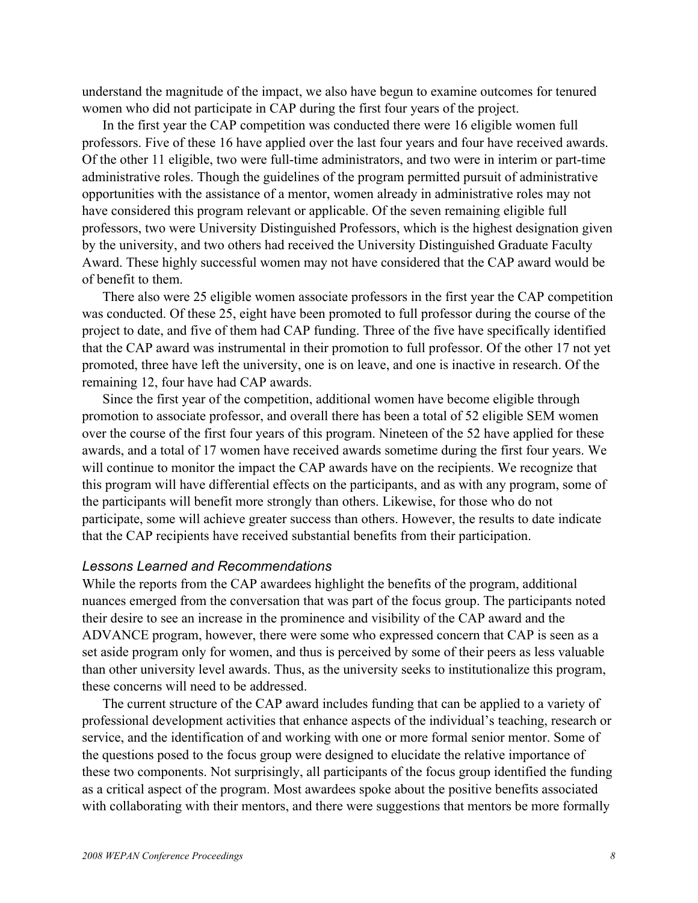understand the magnitude of the impact, we also have begun to examine outcomes for tenured women who did not participate in CAP during the first four years of the project.

In the first year the CAP competition was conducted there were 16 eligible women full professors. Five of these 16 have applied over the last four years and four have received awards. Of the other 11 eligible, two were full-time administrators, and two were in interim or part-time administrative roles. Though the guidelines of the program permitted pursuit of administrative opportunities with the assistance of a mentor, women already in administrative roles may not have considered this program relevant or applicable. Of the seven remaining eligible full professors, two were University Distinguished Professors, which is the highest designation given by the university, and two others had received the University Distinguished Graduate Faculty Award. These highly successful women may not have considered that the CAP award would be of benefit to them.

There also were 25 eligible women associate professors in the first year the CAP competition was conducted. Of these 25, eight have been promoted to full professor during the course of the project to date, and five of them had CAP funding. Three of the five have specifically identified that the CAP award was instrumental in their promotion to full professor. Of the other 17 not yet promoted, three have left the university, one is on leave, and one is inactive in research. Of the remaining 12, four have had CAP awards.

Since the first year of the competition, additional women have become eligible through promotion to associate professor, and overall there has been a total of 52 eligible SEM women over the course of the first four years of this program. Nineteen of the 52 have applied for these awards, and a total of 17 women have received awards sometime during the first four years. We will continue to monitor the impact the CAP awards have on the recipients. We recognize that this program will have differential effects on the participants, and as with any program, some of the participants will benefit more strongly than others. Likewise, for those who do not participate, some will achieve greater success than others. However, the results to date indicate that the CAP recipients have received substantial benefits from their participation.

### *Lessons Learned and Recommendations*

While the reports from the CAP awardees highlight the benefits of the program, additional nuances emerged from the conversation that was part of the focus group. The participants noted their desire to see an increase in the prominence and visibility of the CAP award and the ADVANCE program, however, there were some who expressed concern that CAP is seen as a set aside program only for women, and thus is perceived by some of their peers as less valuable than other university level awards. Thus, as the university seeks to institutionalize this program, these concerns will need to be addressed.

The current structure of the CAP award includes funding that can be applied to a variety of professional development activities that enhance aspects of the individual's teaching, research or service, and the identification of and working with one or more formal senior mentor. Some of the questions posed to the focus group were designed to elucidate the relative importance of these two components. Not surprisingly, all participants of the focus group identified the funding as a critical aspect of the program. Most awardees spoke about the positive benefits associated with collaborating with their mentors, and there were suggestions that mentors be more formally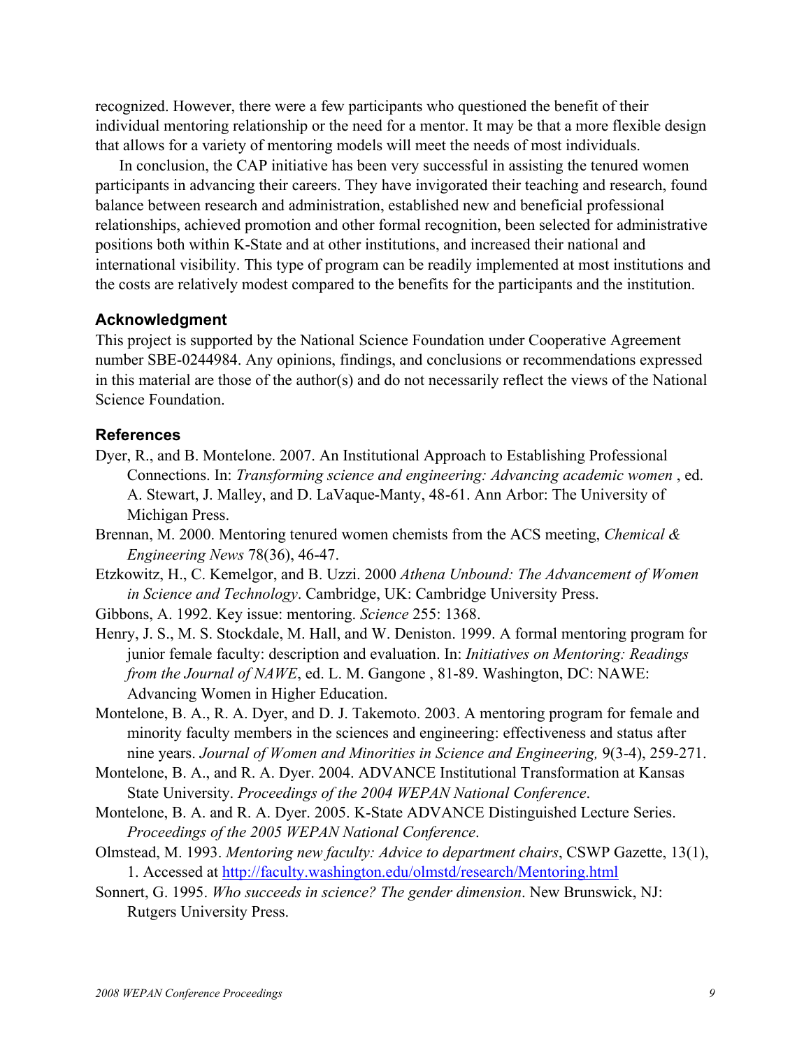recognized. However, there were a few participants who questioned the benefit of their individual mentoring relationship or the need for a mentor. It may be that a more flexible design that allows for a variety of mentoring models will meet the needs of most individuals.

In conclusion, the CAP initiative has been very successful in assisting the tenured women participants in advancing their careers. They have invigorated their teaching and research, found balance between research and administration, established new and beneficial professional relationships, achieved promotion and other formal recognition, been selected for administrative positions both within K-State and at other institutions, and increased their national and international visibility. This type of program can be readily implemented at most institutions and the costs are relatively modest compared to the benefits for the participants and the institution.

### Acknowledgment

This project is supported by the National Science Foundation under Cooperative Agreement number SBE-0244984. Any opinions, findings, and conclusions or recommendations expressed in this material are those of the author(s) and do not necessarily reflect the views of the National Science Foundation.

### References

Dyer, R., and B. Montelone. 2007. An Institutional Approach to Establishing Professional Connections. In: *Transforming science and engineering: Advancing academic women* , ed. A. Stewart, J. Malley, and D. LaVaque-Manty, 48-61. Ann Arbor: The University of Michigan Press.

Brennan, M. 2000. Mentoring tenured women chemists from the ACS meeting, *Chemical & Engineering News* 78(36), 46-47.

Etzkowitz, H., C. Kemelgor, and B. Uzzi. 2000 *Athena Unbound: The Advancement of Women in Science and Technology*. Cambridge, UK: Cambridge University Press.

Gibbons, A. 1992. Key issue: mentoring. *Science* 255: 1368.

Henry, J. S., M. S. Stockdale, M. Hall, and W. Deniston. 1999. A formal mentoring program for junior female faculty: description and evaluation. In: *Initiatives on Mentoring: Readings from the Journal of NAWE*, ed. L. M. Gangone , 81-89. Washington, DC: NAWE: Advancing Women in Higher Education.

Montelone, B. A., R. A. Dyer, and D. J. Takemoto. 2003. A mentoring program for female and minority faculty members in the sciences and engineering: effectiveness and status after nine years. *Journal of Women and Minorities in Science and Engineering,* 9(3-4), 259-271.

Montelone, B. A., and R. A. Dyer. 2004. ADVANCE Institutional Transformation at Kansas State University. *Proceedings of the 2004 WEPAN National Conference*.

Montelone, B. A. and R. A. Dyer. 2005. K-State ADVANCE Distinguished Lecture Series. *Proceedings of the 2005 WEPAN National Conference*.

Olmstead, M. 1993. *Mentoring new faculty: Advice to department chairs*, CSWP Gazette, 13(1), 1. Accessed at http://faculty.washington.edu/olmstd/research/Mentoring.html

Sonnert, G. 1995. *Who succeeds in science? The gender dimension*. New Brunswick, NJ: Rutgers University Press.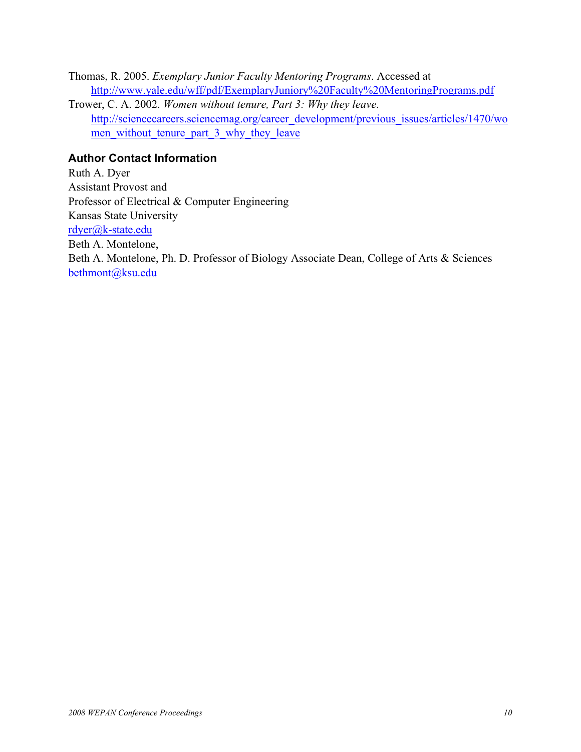Thomas, R. 2005. *Exemplary Junior Faculty Mentoring Programs*. Accessed at http://www.yale.edu/wff/pdf/ExemplaryJuniory%20Faculty%20MentoringPrograms.pdf

Trower, C. A. 2002. *Women without tenure, Part 3: Why they leave*. http://sciencecareers.sciencemag.org/career_development/previous_issues/articles/1470/women_without_tenure_part_3_why_they_leave

### Author Contact Information

Ruth A. Dyer
Assistant Provost and
Professor of Electrical & Computer Engineering
Kansas State University
rdyer@k-state.edu
Beth A. Montelone,
Beth A. Montelone, Ph. D. Professor of Biology Associate Dean, College of Arts & Sciences
bethmont@ksu.edu